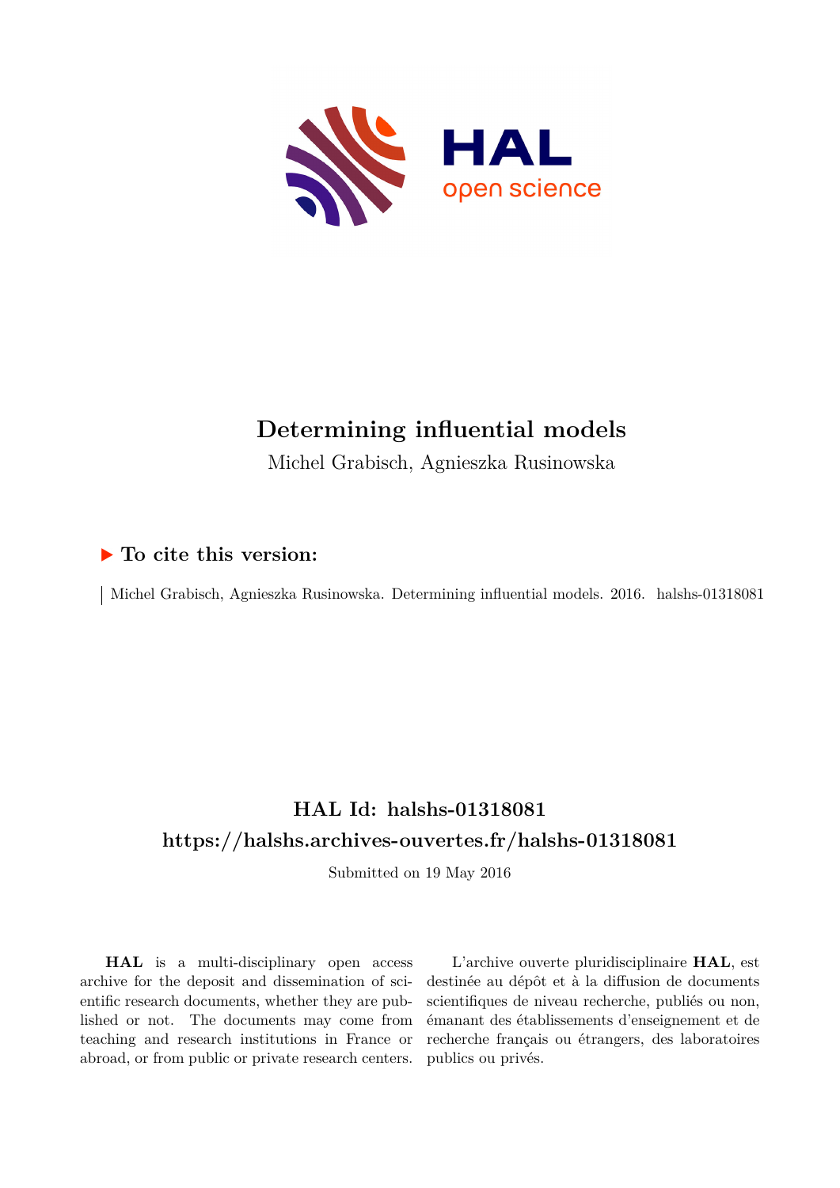# Determining influential models

Michel Grabisch, Agnieszka Rusinowska

## ▶ To cite this version:

Michel Grabisch, Agnieszka Rusinowska. Determining influential models. 2016. halshs-01318081

## HAL Id: halshs-01318081
## https://halshs.archives-ouvertes.fr/halshs-01318081

Submitted on 19 May 2016

**HAL** is a multi-disciplinary open access archive for the deposit and dissemination of scientific research documents, whether they are published or not. The documents may come from teaching and research institutions in France or abroad, or from public or private research centers.

L'archive ouverte pluridisciplinaire **HAL**, est destinée au dépôt et à la diffusion de documents scientifiques de niveau recherche, publiés ou non, émanant des établissements d'enseignement et de recherche français ou étrangers, des laboratoires publics ou privés.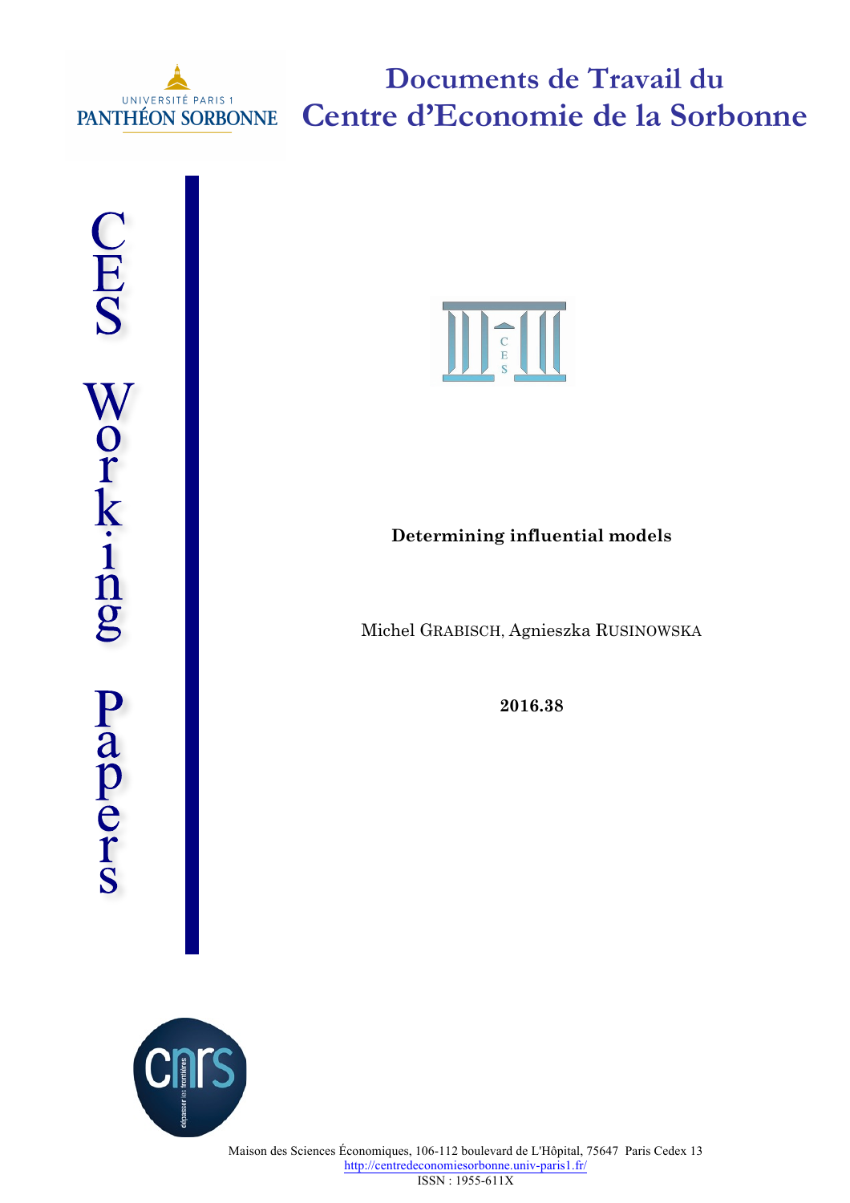# Documents de Travail du Centre d'Economie de la Sorbonne

CES Working Papers

**Determining influential models**

Michel GRABISCH, Agnieszka RUSINOWSKA

**2016.38**

Maison des Sciences Économiques, 106-112 boulevard de L'Hôpital, 75647 Paris Cedex 13
http://centredeconomiesorbonne.univ-paris1.fr/
ISSN : 1955-611X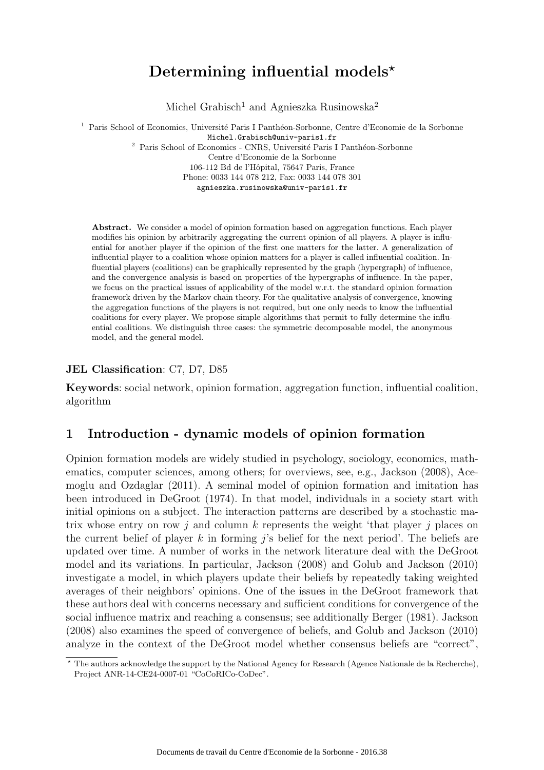# Determining influential models*

Michel Grabisch[1] and Agnieszka Rusinowska[2]

[1] Paris School of Economics, Université Paris I Panthéon-Sorbonne, Centre d'Economie de la Sorbonne
Michel.Grabisch@univ-paris1.fr
[2] Paris School of Economics - CNRS, Université Paris I Panthéon-Sorbonne
Centre d'Economie de la Sorbonne
106-112 Bd de l'Hôpital, 75647 Paris, France
Phone: 0033 144 078 212, Fax: 0033 144 078 301
agnieszka.rusinowska@univ-paris1.fr

**Abstract.** We consider a model of opinion formation based on aggregation functions. Each player modifies his opinion by arbitrarily aggregating the current opinion of all players. A player is influential for another player if the opinion of the first one matters for the latter. A generalization of influential player to a coalition whose opinion matters for a player is called influential coalition. Influential players (coalitions) can be graphically represented by the graph (hypergraph) of influence, and the convergence analysis is based on properties of the hypergraphs of influence. In the paper, we focus on the practical issues of applicability of the model w.r.t. the standard opinion formation framework driven by the Markov chain theory. For the qualitative analysis of convergence, knowing the aggregation functions of the players is not required, but one only needs to know the influential coalitions for every player. We propose simple algorithms that permit to fully determine the influential coalitions. We distinguish three cases: the symmetric decomposable model, the anonymous model, and the general model.

**JEL Classification**: C7, D7, D85

**Keywords**: social network, opinion formation, aggregation function, influential coalition, algorithm

## 1 Introduction - dynamic models of opinion formation

Opinion formation models are widely studied in psychology, sociology, economics, mathematics, computer sciences, among others; for overviews, see, e.g., Jackson (2008), Acemoglu and Ozdaglar (2011). A seminal model of opinion formation and imitation has been introduced in DeGroot (1974). In that model, individuals in a society start with initial opinions on a subject. The interaction patterns are described by a stochastic matrix whose entry on row $j$ and column $k$ represents the weight 'that player $j$ places on the current belief of player $k$ in forming $j$'s belief for the next period'. The beliefs are updated over time. A number of works in the network literature deal with the DeGroot model and its variations. In particular, Jackson (2008) and Golub and Jackson (2010) investigate a model, in which players update their beliefs by repeatedly taking weighted averages of their neighbors' opinions. One of the issues in the DeGroot framework that these authors deal with concerns necessary and sufficient conditions for convergence of the social influence matrix and reaching a consensus; see additionally Berger (1981). Jackson (2008) also examines the speed of convergence of beliefs, and Golub and Jackson (2010) analyze in the context of the DeGroot model whether consensus beliefs are "correct",

* The authors acknowledge the support by the National Agency for Research (Agence Nationale de la Recherche), Project ANR-14-CE24-0007-01 "CoCoRICo-CoDec".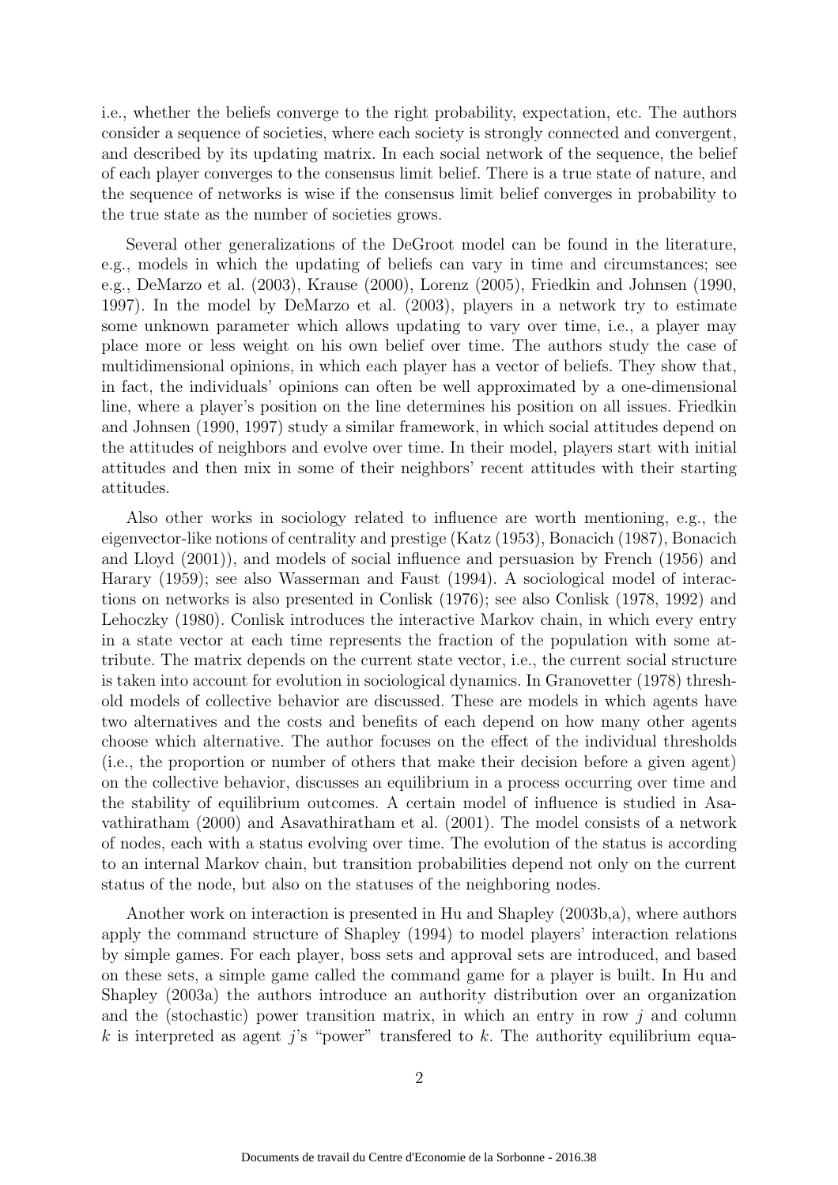i.e., whether the beliefs converge to the right probability, expectation, etc. The authors consider a sequence of societies, where each society is strongly connected and convergent, and described by its updating matrix. In each social network of the sequence, the belief of each player converges to the consensus limit belief. There is a true state of nature, and the sequence of networks is wise if the consensus limit belief converges in probability to the true state as the number of societies grows.

Several other generalizations of the DeGroot model can be found in the literature, e.g., models in which the updating of beliefs can vary in time and circumstances; see e.g., DeMarzo et al. (2003), Krause (2000), Lorenz (2005), Friedkin and Johnsen (1990, 1997). In the model by DeMarzo et al. (2003), players in a network try to estimate some unknown parameter which allows updating to vary over time, i.e., a player may place more or less weight on his own belief over time. The authors study the case of multidimensional opinions, in which each player has a vector of beliefs. They show that, in fact, the individuals' opinions can often be well approximated by a one-dimensional line, where a player's position on the line determines his position on all issues. Friedkin and Johnsen (1990, 1997) study a similar framework, in which social attitudes depend on the attitudes of neighbors and evolve over time. In their model, players start with initial attitudes and then mix in some of their neighbors' recent attitudes with their starting attitudes.

Also other works in sociology related to influence are worth mentioning, e.g., the eigenvector-like notions of centrality and prestige (Katz (1953), Bonacich (1987), Bonacich and Lloyd (2001)), and models of social influence and persuasion by French (1956) and Harary (1959); see also Wasserman and Faust (1994). A sociological model of interactions on networks is also presented in Conlisk (1976); see also Conlisk (1978, 1992) and Lehoczky (1980). Conlisk introduces the interactive Markov chain, in which every entry in a state vector at each time represents the fraction of the population with some attribute. The matrix depends on the current state vector, i.e., the current social structure is taken into account for evolution in sociological dynamics. In Granovetter (1978) threshold models of collective behavior are discussed. These are models in which agents have two alternatives and the costs and benefits of each depend on how many other agents choose which alternative. The author focuses on the effect of the individual thresholds (i.e., the proportion or number of others that make their decision before a given agent) on the collective behavior, discusses an equilibrium in a process occurring over time and the stability of equilibrium outcomes. A certain model of influence is studied in Asavathiratham (2000) and Asavathiratham et al. (2001). The model consists of a network of nodes, each with a status evolving over time. The evolution of the status is according to an internal Markov chain, but transition probabilities depend not only on the current status of the node, but also on the statuses of the neighboring nodes.

Another work on interaction is presented in Hu and Shapley (2003b,a), where authors apply the command structure of Shapley (1994) to model players' interaction relations by simple games. For each player, boss sets and approval sets are introduced, and based on these sets, a simple game called the command game for a player is built. In Hu and Shapley (2003a) the authors introduce an authority distribution over an organization and the (stochastic) power transition matrix, in which an entry in row $j$ and column $k$ is interpreted as agent $j$'s "power" transfered to $k$. The authority equilibrium equa-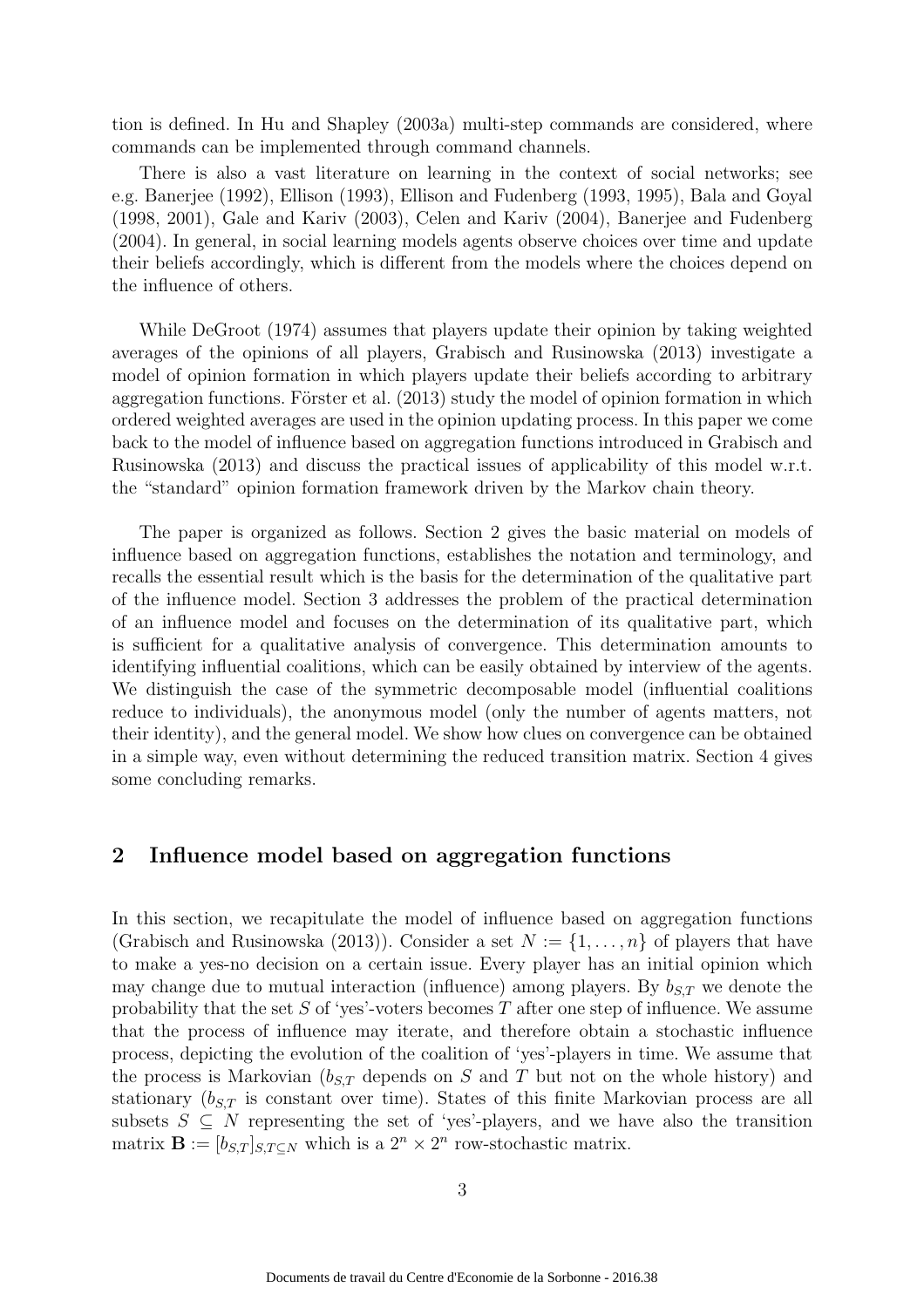tion is defined. In Hu and Shapley (2003a) multi-step commands are considered, where commands can be implemented through command channels.

There is also a vast literature on learning in the context of social networks; see e.g. Banerjee (1992), Ellison (1993), Ellison and Fudenberg (1993, 1995), Bala and Goyal (1998, 2001), Gale and Kariv (2003), Celen and Kariv (2004), Banerjee and Fudenberg (2004). In general, in social learning models agents observe choices over time and update their beliefs accordingly, which is different from the models where the choices depend on the influence of others.

While DeGroot (1974) assumes that players update their opinion by taking weighted averages of the opinions of all players, Grabisch and Rusinowska (2013) investigate a model of opinion formation in which players update their beliefs according to arbitrary aggregation functions. Förster et al. (2013) study the model of opinion formation in which ordered weighted averages are used in the opinion updating process. In this paper we come back to the model of influence based on aggregation functions introduced in Grabisch and Rusinowska (2013) and discuss the practical issues of applicability of this model w.r.t. the "standard" opinion formation framework driven by the Markov chain theory.

The paper is organized as follows. Section 2 gives the basic material on models of influence based on aggregation functions, establishes the notation and terminology, and recalls the essential result which is the basis for the determination of the qualitative part of the influence model. Section 3 addresses the problem of the practical determination of an influence model and focuses on the determination of its qualitative part, which is sufficient for a qualitative analysis of convergence. This determination amounts to identifying influential coalitions, which can be easily obtained by interview of the agents. We distinguish the case of the symmetric decomposable model (influential coalitions reduce to individuals), the anonymous model (only the number of agents matters, not their identity), and the general model. We show how clues on convergence can be obtained in a simple way, even without determining the reduced transition matrix. Section 4 gives some concluding remarks.

## 2 Influence model based on aggregation functions

In this section, we recapitulate the model of influence based on aggregation functions (Grabisch and Rusinowska (2013)). Consider a set $N := \{1, \ldots, n\}$ of players that have to make a yes-no decision on a certain issue. Every player has an initial opinion which may change due to mutual interaction (influence) among players. By $b_{S,T}$ we denote the probability that the set $S$ of 'yes'-voters becomes $T$ after one step of influence. We assume that the process of influence may iterate, and therefore obtain a stochastic influence process, depicting the evolution of the coalition of 'yes'-players in time. We assume that the process is Markovian ($b_{S,T}$ depends on $S$ and $T$ but not on the whole history) and stationary ($b_{S,T}$ is constant over time). States of this finite Markovian process are all subsets $S \subseteq N$ representing the set of 'yes'-players, and we have also the transition matrix $\mathbf{B} := [b_{S,T}]_{S,T \subseteq N}$ which is a $2^n \times 2^n$ row-stochastic matrix.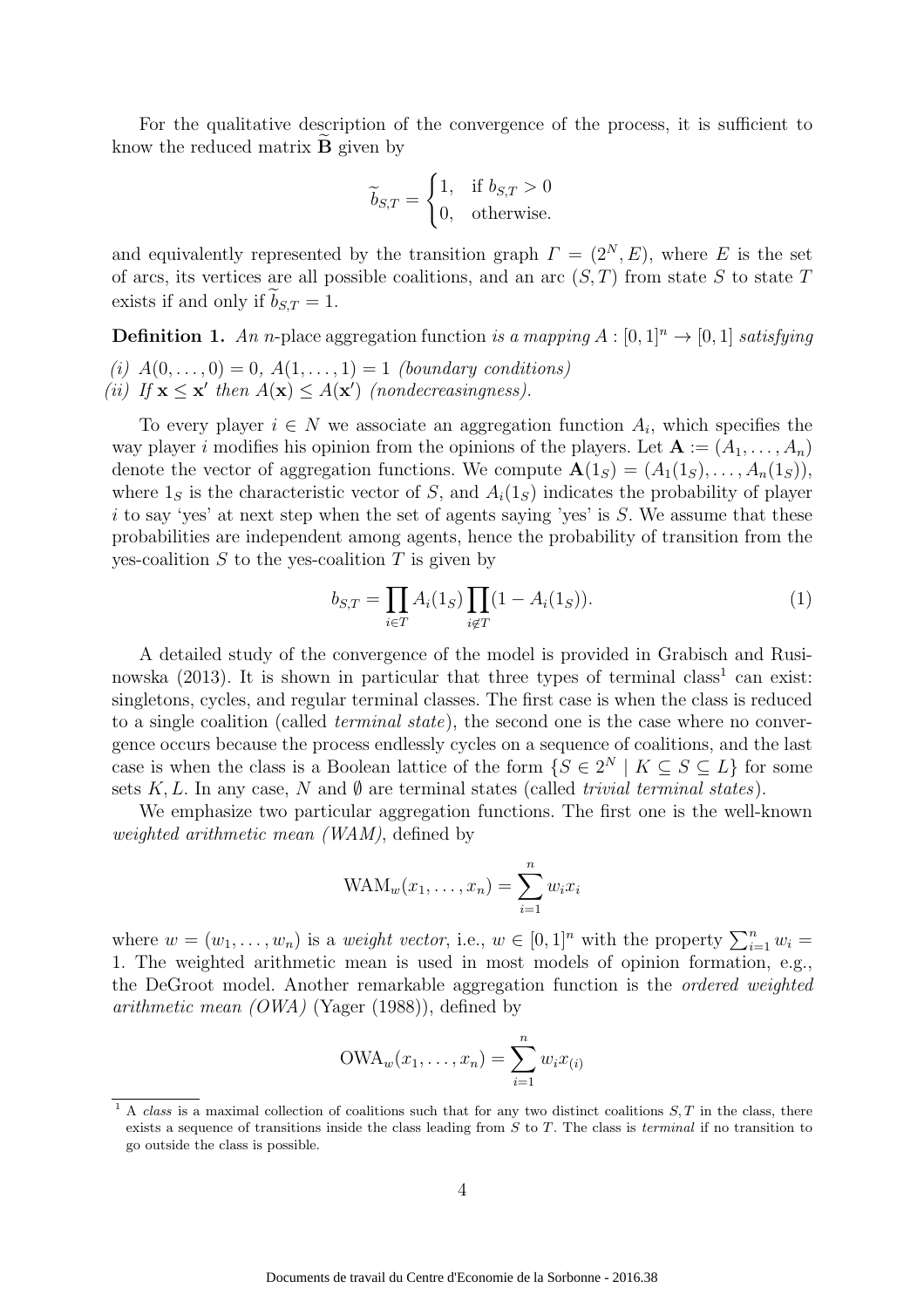For the qualitative description of the convergence of the process, it is sufficient to know the reduced matrix $\widetilde{\mathbf{B}}$ given by

$$\widetilde{b}_{S,T} = \begin{cases} 1, & \text{if } b_{S,T} > 0 \\ 0, & \text{otherwise.} \end{cases}$$

and equivalently represented by the transition graph $\Gamma = (2^N, E)$, where $E$ is the set of arcs, its vertices are all possible coalitions, and an arc $(S,T)$ from state $S$ to state $T$ exists if and only if $\widetilde{b}_{S,T} = 1$.

**Definition 1.** *An n-*place aggregation function *is a mapping* $A : [0,1]^n \to [0,1]$ *satisfying*

*(i)* $A(0,\dots,0) = 0$, $A(1,\dots,1) = 1$ *(boundary conditions)*
*(ii) If* $\mathbf{x} \leq \mathbf{x}'$ *then* $A(\mathbf{x}) \leq A(\mathbf{x}')$ *(nondecreasingness).*

To every player $i \in N$ we associate an aggregation function $A_i$, which specifies the way player $i$ modifies his opinion from the opinions of the players. Let $\mathbf{A} := (A_1, \dots, A_n)$ denote the vector of aggregation functions. We compute $\mathbf{A}(1_S) = (A_1(1_S), \dots, A_n(1_S))$, where $1_S$ is the characteristic vector of $S$, and $A_i(1_S)$ indicates the probability of player $i$ to say 'yes' at next step when the set of agents saying 'yes' is $S$. We assume that these probabilities are independent among agents, hence the probability of transition from the yes-coalition $S$ to the yes-coalition $T$ is given by

$$b_{S,T} = \prod_{i \in T} A_i(1_S) \prod_{i \notin T} (1 - A_i(1_S)). \tag{1}$$

A detailed study of the convergence of the model is provided in Grabisch and Rusinowska (2013). It is shown in particular that three types of terminal class[1] can exist: singletons, cycles, and regular terminal classes. The first case is when the class is reduced to a single coalition (called *terminal state*), the second one is the case where no convergence occurs because the process endlessly cycles on a sequence of coalitions, and the last case is when the class is a Boolean lattice of the form $\{S \in 2^N \mid K \subseteq S \subseteq L\}$ for some sets $K, L$. In any case, $N$ and $\emptyset$ are terminal states (called *trivial terminal states*).

We emphasize two particular aggregation functions. The first one is the well-known *weighted arithmetic mean (WAM)*, defined by

$$\mathrm{WAM}_w(x_1, \dots, x_n) = \sum_{i=1}^{n} w_i x_i$$

where $w = (w_1, \dots, w_n)$ is a *weight vector*, i.e., $w \in [0,1]^n$ with the property $\sum_{i=1}^{n} w_i = 1$. The weighted arithmetic mean is used in most models of opinion formation, e.g., the DeGroot model. Another remarkable aggregation function is the *ordered weighted arithmetic mean (OWA)* (Yager (1988)), defined by

$$\mathrm{OWA}_w(x_1, \dots, x_n) = \sum_{i=1}^{n} w_i x_{(i)}$$

[1] A *class* is a maximal collection of coalitions such that for any two distinct coalitions $S, T$ in the class, there exists a sequence of transitions inside the class leading from $S$ to $T$. The class is *terminal* if no transition to go outside the class is possible.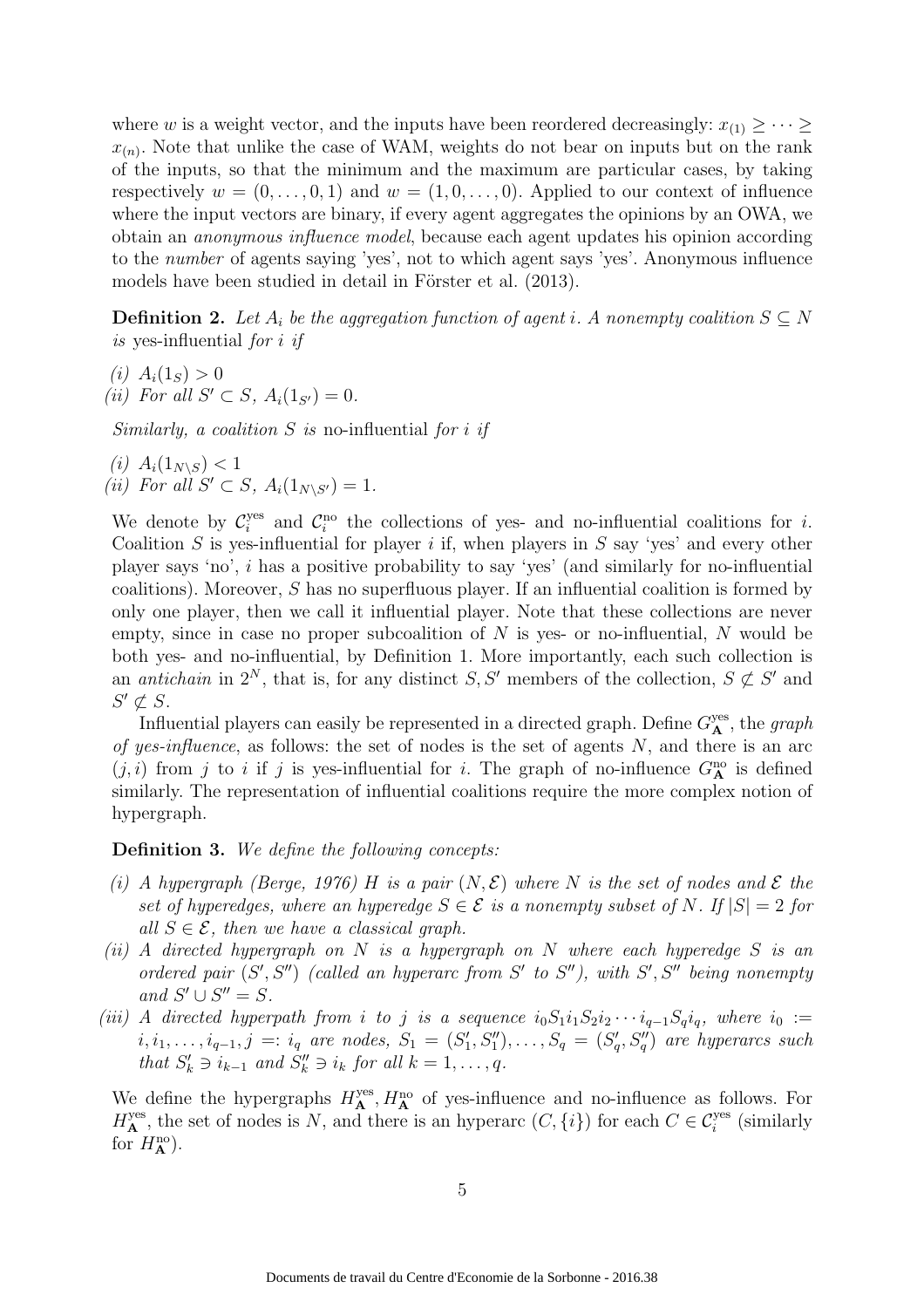where $w$ is a weight vector, and the inputs have been reordered decreasingly: $x_{(1)} \geq \cdots \geq x_{(n)}$. Note that unlike the case of WAM, weights do not bear on inputs but on the rank of the inputs, so that the minimum and the maximum are particular cases, by taking respectively $w = (0, \ldots, 0, 1)$ and $w = (1, 0, \ldots, 0)$. Applied to our context of influence where the input vectors are binary, if every agent aggregates the opinions by an OWA, we obtain an *anonymous influence model*, because each agent updates his opinion according to the *number* of agents saying 'yes', not to which agent says 'yes'. Anonymous influence models have been studied in detail in Förster et al. (2013).

**Definition 2.** *Let $A_i$ be the aggregation function of agent $i$. A nonempty coalition $S \subseteq N$ is* yes-influential *for $i$ if*

*(i)* $A_i(1_S) > 0$

*(ii) For all* $S' \subset S$, $A_i(1_{S'}) = 0$.

*Similarly, a coalition $S$ is* no-influential *for $i$ if*

*(i)* $A_i(1_{N \setminus S}) < 1$

*(ii) For all* $S' \subset S$, $A_i(1_{N \setminus S'}) = 1$.

We denote by $\mathcal{C}_i^{\text{yes}}$ and $\mathcal{C}_i^{\text{no}}$ the collections of yes- and no-influential coalitions for $i$. Coalition $S$ is yes-influential for player $i$ if, when players in $S$ say 'yes' and every other player says 'no', $i$ has a positive probability to say 'yes' (and similarly for no-influential coalitions). Moreover, $S$ has no superfluous player. If an influential coalition is formed by only one player, then we call it influential player. Note that these collections are never empty, since in case no proper subcoalition of $N$ is yes- or no-influential, $N$ would be both yes- and no-influential, by Definition 1. More importantly, each such collection is an *antichain* in $2^N$, that is, for any distinct $S, S'$ members of the collection, $S \not\subseteq S'$ and $S' \not\subseteq S$.

Influential players can easily be represented in a directed graph. Define $G_{\mathbf{A}}^{\text{yes}}$, the *graph of yes-influence*, as follows: the set of nodes is the set of agents $N$, and there is an arc $(j, i)$ from $j$ to $i$ if $j$ is yes-influential for $i$. The graph of no-influence $G_{\mathbf{A}}^{\text{no}}$ is defined similarly. The representation of influential coalitions require the more complex notion of hypergraph.

**Definition 3.** *We define the following concepts:*

*(i) A hypergraph (Berge, 1976) $H$ is a pair $(N, \mathcal{E})$ where $N$ is the set of nodes and $\mathcal{E}$ the set of hyperedges, where an hyperedge $S \in \mathcal{E}$ is a nonempty subset of $N$. If $|S| = 2$ for all $S \in \mathcal{E}$, then we have a classical graph.*

*(ii) A directed hypergraph on $N$ is a hypergraph on $N$ where each hyperedge $S$ is an ordered pair $(S', S'')$ (called an hyperarc from $S'$ to $S''$), with $S', S''$ being nonempty and $S' \cup S'' = S$.*

*(iii) A directed hyperpath from $i$ to $j$ is a sequence $i_0 S_1 i_1 S_2 i_2 \cdots i_{q-1} S_q i_q$, where $i_0 := i, i_1, \ldots, i_{q-1}, j =: i_q$ are nodes, $S_1 = (S_1', S_1''), \ldots, S_q = (S_q', S_q'')$ are hyperarcs such that $S_k' \ni i_{k-1}$ and $S_k'' \ni i_k$ for all $k = 1, \ldots, q$.*

We define the hypergraphs $H_{\mathbf{A}}^{\text{yes}}, H_{\mathbf{A}}^{\text{no}}$ of yes-influence and no-influence as follows. For $H_{\mathbf{A}}^{\text{yes}}$, the set of nodes is $N$, and there is an hyperarc $(C, \{i\})$ for each $C \in \mathcal{C}_i^{\text{yes}}$ (similarly for $H_{\mathbf{A}}^{\text{no}}$).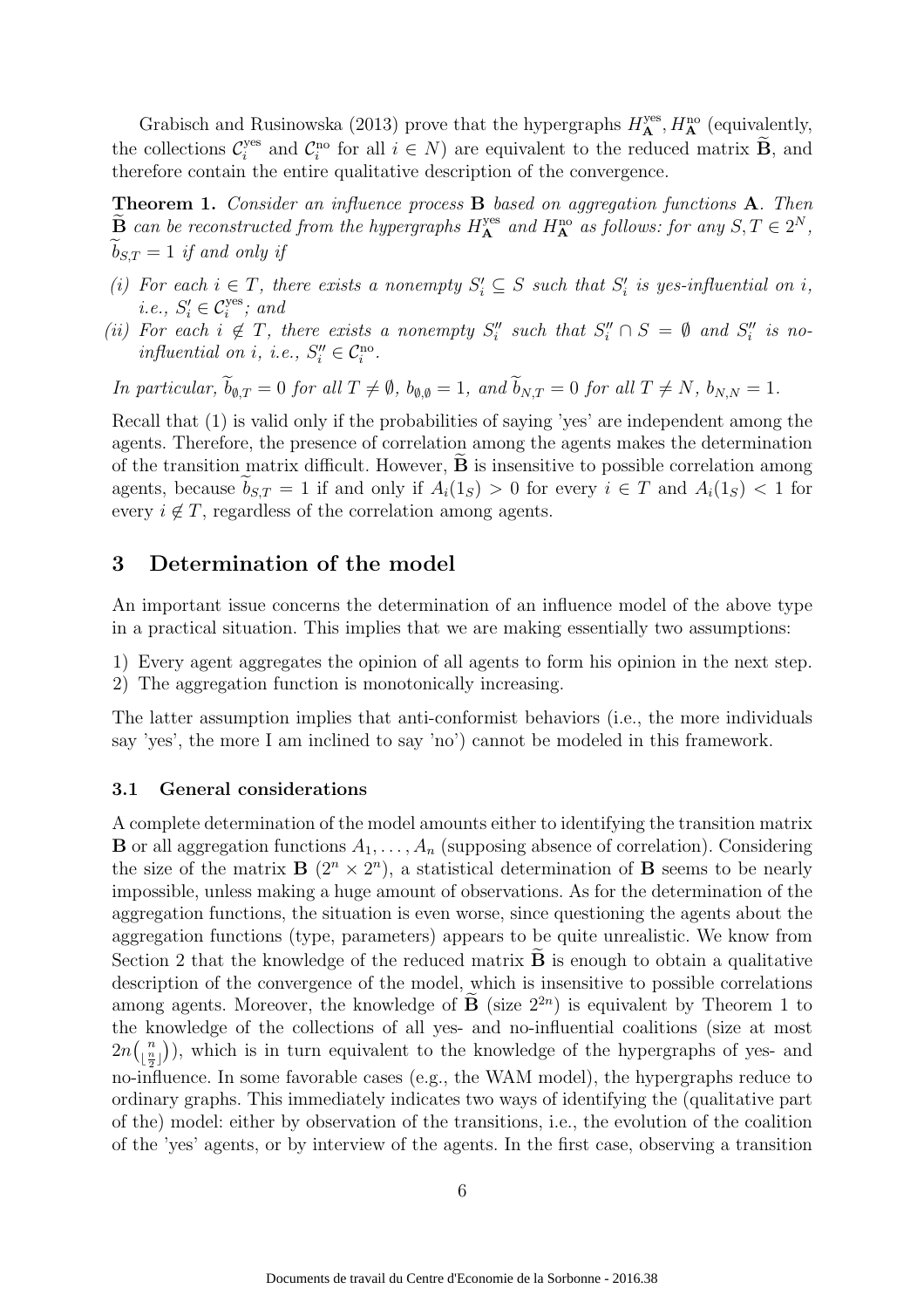Grabisch and Rusinowska (2013) prove that the hypergraphs $H^{\text{yes}}_{\mathbf{A}}, H^{\text{no}}_{\mathbf{A}}$ (equivalently, the collections $\mathcal{C}^{\text{yes}}_i$ and $\mathcal{C}^{\text{no}}_i$ for all $i \in N$) are equivalent to the reduced matrix $\widetilde{\mathbf{B}}$, and therefore contain the entire qualitative description of the convergence.

**Theorem 1.** *Consider an influence process* $\mathbf{B}$ *based on aggregation functions* $\mathbf{A}$*. Then* $\widetilde{\mathbf{B}}$ *can be reconstructed from the hypergraphs* $H^{\text{yes}}_{\mathbf{A}}$ *and* $H^{\text{no}}_{\mathbf{A}}$ *as follows: for any* $S, T \in 2^N$*,* $\widetilde{b}_{S,T} = 1$ *if and only if*

*(i) For each* $i \in T$*, there exists a nonempty* $S'_i \subseteq S$ *such that* $S'_i$ *is yes-influential on* $i$*, i.e.,* $S'_i \in \mathcal{C}^{\text{yes}}_i$*; and*

*(ii) For each* $i \notin T$*, there exists a nonempty* $S''_i$ *such that* $S''_i \cap S = \emptyset$ *and* $S''_i$ *is no-influential on* $i$*, i.e.,* $S''_i \in \mathcal{C}^{\text{no}}_i$*.*

*In particular,* $\widetilde{b}_{\emptyset,T} = 0$ *for all* $T \neq \emptyset$*,* $b_{\emptyset,\emptyset} = 1$*, and* $\widetilde{b}_{N,T} = 0$ *for all* $T \neq N$*,* $b_{N,N} = 1$*.*

Recall that (1) is valid only if the probabilities of saying 'yes' are independent among the agents. Therefore, the presence of correlation among the agents makes the determination of the transition matrix difficult. However, $\widetilde{\mathbf{B}}$ is insensitive to possible correlation among agents, because $\widetilde{b}_{S,T} = 1$ if and only if $A_i(1_S) > 0$ for every $i \in T$ and $A_i(1_S) < 1$ for every $i \notin T$, regardless of the correlation among agents.

## 3 Determination of the model

An important issue concerns the determination of an influence model of the above type in a practical situation. This implies that we are making essentially two assumptions:

1) Every agent aggregates the opinion of all agents to form his opinion in the next step.
2) The aggregation function is monotonically increasing.

The latter assumption implies that anti-conformist behaviors (i.e., the more individuals say 'yes', the more I am inclined to say 'no') cannot be modeled in this framework.

### 3.1 General considerations

A complete determination of the model amounts either to identifying the transition matrix $\mathbf{B}$ or all aggregation functions $A_1, \ldots, A_n$ (supposing absence of correlation). Considering the size of the matrix $\mathbf{B}$ ($2^n \times 2^n$), a statistical determination of $\mathbf{B}$ seems to be nearly impossible, unless making a huge amount of observations. As for the determination of the aggregation functions, the situation is even worse, since questioning the agents about the aggregation functions (type, parameters) appears to be quite unrealistic. We know from Section 2 that the knowledge of the reduced matrix $\widetilde{\mathbf{B}}$ is enough to obtain a qualitative description of the convergence of the model, which is insensitive to possible correlations among agents. Moreover, the knowledge of $\widetilde{\mathbf{B}}$ (size $2^{2n}$) is equivalent by Theorem 1 to the knowledge of the collections of all yes- and no-influential coalitions (size at most $2n\binom{n}{\lfloor \frac{n}{2} \rfloor}$), which is in turn equivalent to the knowledge of the hypergraphs of yes- and no-influence. In some favorable cases (e.g., the WAM model), the hypergraphs reduce to ordinary graphs. This immediately indicates two ways of identifying the (qualitative part of the) model: either by observation of the transitions, i.e., the evolution of the coalition of the 'yes' agents, or by interview of the agents. In the first case, observing a transition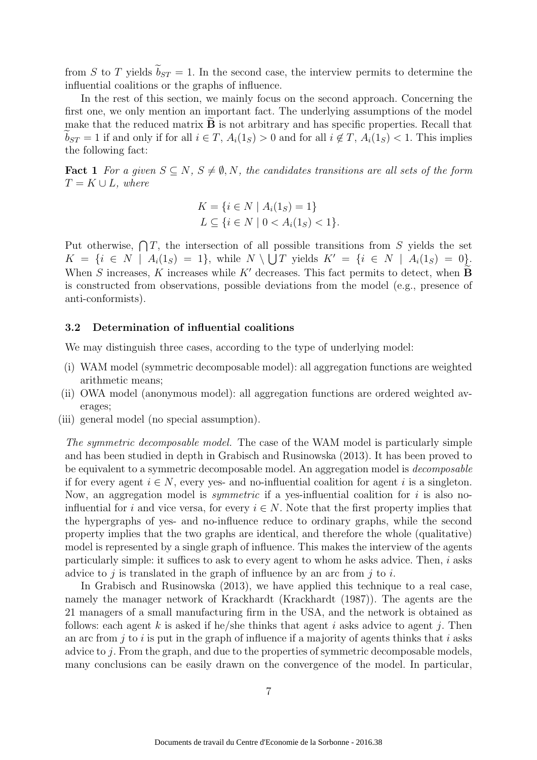from $S$ to $T$ yields $\widetilde{b}_{ST} = 1$. In the second case, the interview permits to determine the influential coalitions or the graphs of influence.

In the rest of this section, we mainly focus on the second approach. Concerning the first one, we only mention an important fact. The underlying assumptions of the model make that the reduced matrix $\widetilde{\mathbf{B}}$ is not arbitrary and has specific properties. Recall that $\widetilde{b}_{ST} = 1$ if and only if for all $i \in T$, $A_i(1_S) > 0$ and for all $i \notin T$, $A_i(1_S) < 1$. This implies the following fact:

**Fact 1** *For a given $S \subseteq N$, $S \neq \emptyset, N$, the candidates transitions are all sets of the form $T = K \cup L$, where*

$$K = \{i \in N \mid A_i(1_S) = 1\}$$
$$L \subseteq \{i \in N \mid 0 < A_i(1_S) < 1\}.$$

Put otherwise, $\bigcap T$, the intersection of all possible transitions from $S$ yields the set $K = \{i \in N \mid A_i(1_S) = 1\}$, while $N \setminus \bigcup T$ yields $K' = \{i \in N \mid A_i(1_S) = 0\}$. When $S$ increases, $K$ increases while $K'$ decreases. This fact permits to detect, when $\widetilde{\mathbf{B}}$ is constructed from observations, possible deviations from the model (e.g., presence of anti-conformists).

### 3.2 Determination of influential coalitions

We may distinguish three cases, according to the type of underlying model:

(i) WAM model (symmetric decomposable model): all aggregation functions are weighted arithmetic means;

(ii) OWA model (anonymous model): all aggregation functions are ordered weighted averages;

(iii) general model (no special assumption).

*The symmetric decomposable model.* The case of the WAM model is particularly simple and has been studied in depth in Grabisch and Rusinowska (2013). It has been proved to be equivalent to a symmetric decomposable model. An aggregation model is *decomposable* if for every agent $i \in N$, every yes- and no-influential coalition for agent $i$ is a singleton. Now, an aggregation model is *symmetric* if a yes-influential coalition for $i$ is also no-influential for $i$ and vice versa, for every $i \in N$. Note that the first property implies that the hypergraphs of yes- and no-influence reduce to ordinary graphs, while the second property implies that the two graphs are identical, and therefore the whole (qualitative) model is represented by a single graph of influence. This makes the interview of the agents particularly simple: it suffices to ask to every agent to whom he asks advice. Then, $i$ asks advice to $j$ is translated in the graph of influence by an arc from $j$ to $i$.

In Grabisch and Rusinowska (2013), we have applied this technique to a real case, namely the manager network of Krackhardt (Krackhardt (1987)). The agents are the 21 managers of a small manufacturing firm in the USA, and the network is obtained as follows: each agent $k$ is asked if he/she thinks that agent $i$ asks advice to agent $j$. Then an arc from $j$ to $i$ is put in the graph of influence if a majority of agents thinks that $i$ asks advice to $j$. From the graph, and due to the properties of symmetric decomposable models, many conclusions can be easily drawn on the convergence of the model. In particular,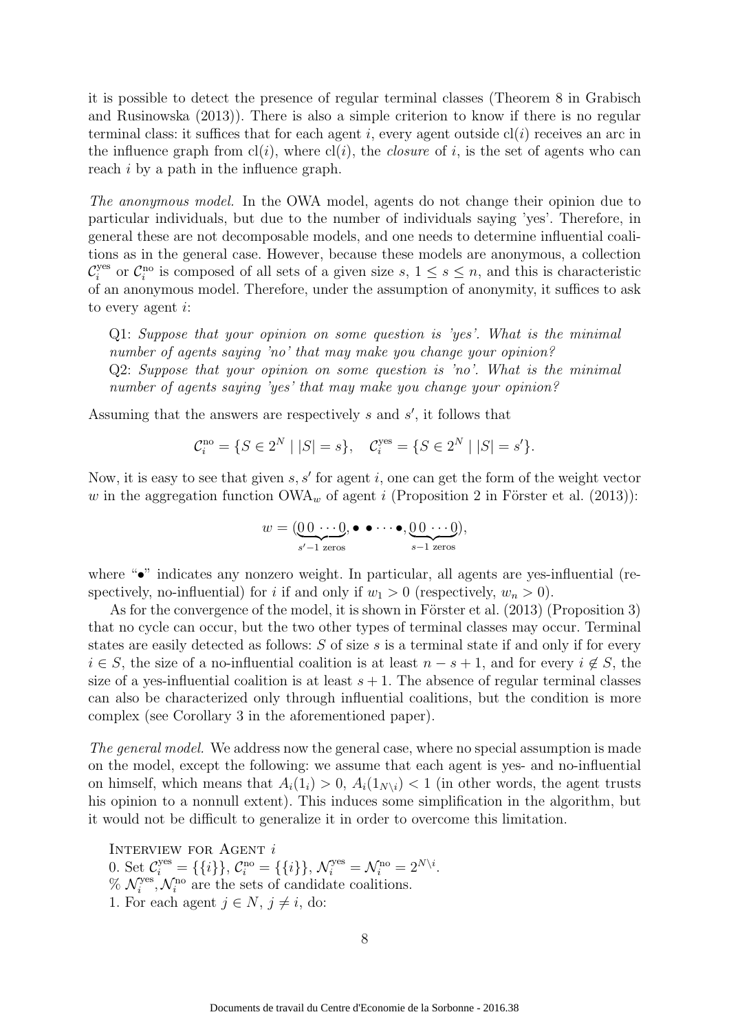it is possible to detect the presence of regular terminal classes (Theorem 8 in Grabisch and Rusinowska (2013)). There is also a simple criterion to know if there is no regular terminal class: it suffices that for each agent $i$, every agent outside $\mathrm{cl}(i)$ receives an arc in the influence graph from $\mathrm{cl}(i)$, where $\mathrm{cl}(i)$, the *closure* of $i$, is the set of agents who can reach $i$ by a path in the influence graph.

*The anonymous model.* In the OWA model, agents do not change their opinion due to particular individuals, but due to the number of individuals saying 'yes'. Therefore, in general these are not decomposable models, and one needs to determine influential coalitions as in the general case. However, because these models are anonymous, a collection $\mathcal{C}_i^{\mathrm{yes}}$ or $\mathcal{C}_i^{\mathrm{no}}$ is composed of all sets of a given size $s$, $1 \leq s \leq n$, and this is characteristic of an anonymous model. Therefore, under the assumption of anonymity, it suffices to ask to every agent $i$:

> Q1: *Suppose that your opinion on some question is 'yes'. What is the minimal number of agents saying 'no' that may make you change your opinion?*
> Q2: *Suppose that your opinion on some question is 'no'. What is the minimal number of agents saying 'yes' that may make you change your opinion?*

Assuming that the answers are respectively $s$ and $s'$, it follows that

$$\mathcal{C}_i^{\mathrm{no}} = \{S \in 2^N \mid |S| = s\}, \quad \mathcal{C}_i^{\mathrm{yes}} = \{S \in 2^N \mid |S| = s'\}.$$

Now, it is easy to see that given $s, s'$ for agent $i$, one can get the form of the weight vector $w$ in the aggregation function $\mathrm{OWA}_w$ of agent $i$ (Proposition 2 in Förster et al. (2013)):

$$w = (\underbrace{0\,0\,\cdots 0}_{s'-1 \text{ zeros}}, \bullet\ \bullet \cdots \bullet, \underbrace{0\,0\,\cdots 0}_{s-1 \text{ zeros}}),$$

where "$\bullet$" indicates any nonzero weight. In particular, all agents are yes-influential (respectively, no-influential) for $i$ if and only if $w_1 > 0$ (respectively, $w_n > 0$).

As for the convergence of the model, it is shown in Förster et al. (2013) (Proposition 3) that no cycle can occur, but the two other types of terminal classes may occur. Terminal states are easily detected as follows: $S$ of size $s$ is a terminal state if and only if for every $i \in S$, the size of a no-influential coalition is at least $n - s + 1$, and for every $i \notin S$, the size of a yes-influential coalition is at least $s + 1$. The absence of regular terminal classes can also be characterized only through influential coalitions, but the condition is more complex (see Corollary 3 in the aforementioned paper).

*The general model.* We address now the general case, where no special assumption is made on the model, except the following: we assume that each agent is yes- and no-influential on himself, which means that $A_i(1_i) > 0$, $A_i(1_{N\setminus i}) < 1$ (in other words, the agent trusts his opinion to a nonnull extent). This induces some simplification in the algorithm, but it would not be difficult to generalize it in order to overcome this limitation.

Interview for Agent $i$
0. Set $\mathcal{C}_i^{\mathrm{yes}} = \{\{i\}\}$, $\mathcal{C}_i^{\mathrm{no}} = \{\{i\}\}$, $\mathcal{N}_i^{\mathrm{yes}} = \mathcal{N}_i^{\mathrm{no}} = 2^{N\setminus i}$.
% $\mathcal{N}_i^{\mathrm{yes}}, \mathcal{N}_i^{\mathrm{no}}$ are the sets of candidate coalitions.
1. For each agent $j \in N$, $j \neq i$, do: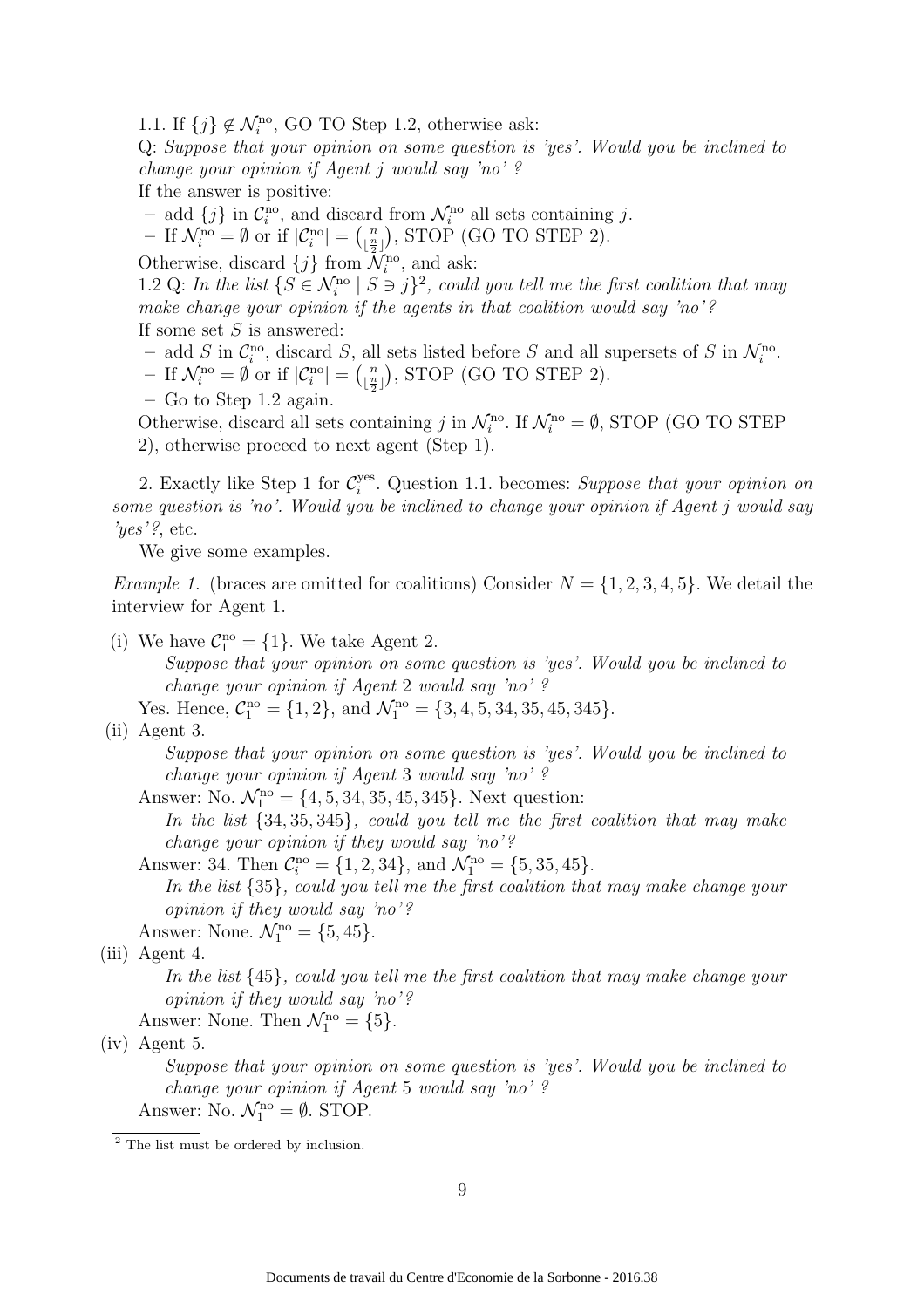1.1. If $\{j\} \notin \mathcal{N}_i^{\text{no}}$, GO TO Step 1.2, otherwise ask:

Q: *Suppose that your opinion on some question is 'yes'. Would you be inclined to change your opinion if Agent j would say 'no' ?*

If the answer is positive:

– add $\{j\}$ in $\mathcal{C}_i^{\text{no}}$, and discard from $\mathcal{N}_i^{\text{no}}$ all sets containing $j$.

– If $\mathcal{N}_i^{\text{no}} = \emptyset$ or if $|\mathcal{C}_i^{\text{no}}| = \binom{n}{\lfloor \frac{n}{2} \rfloor}$, STOP (GO TO STEP 2).

Otherwise, discard $\{j\}$ from $\mathcal{N}_i^{\text{no}}$, and ask:

1.2 Q: *In the list* $\{S \in \mathcal{N}_i^{\text{no}} \mid S \ni j\}$[2]*, could you tell me the first coalition that may make change your opinion if the agents in that coalition would say 'no'?*

If some set $S$ is answered:

– add $S$ in $\mathcal{C}_i^{\text{no}}$, discard $S$, all sets listed before $S$ and all supersets of $S$ in $\mathcal{N}_i^{\text{no}}$.

– If $\mathcal{N}_i^{\text{no}} = \emptyset$ or if $|\mathcal{C}_i^{\text{no}}| = \binom{n}{\lfloor \frac{n}{2} \rfloor}$, STOP (GO TO STEP 2).

– Go to Step 1.2 again.

Otherwise, discard all sets containing $j$ in $\mathcal{N}_i^{\text{no}}$. If $\mathcal{N}_i^{\text{no}} = \emptyset$, STOP (GO TO STEP 2), otherwise proceed to next agent (Step 1).

2. Exactly like Step 1 for $\mathcal{C}_i^{\text{yes}}$. Question 1.1. becomes: *Suppose that your opinion on some question is 'no'. Would you be inclined to change your opinion if Agent j would say 'yes'?*, etc.

We give some examples.

*Example 1.* (braces are omitted for coalitions) Consider $N = \{1, 2, 3, 4, 5\}$. We detail the interview for Agent 1.

(i) We have $\mathcal{C}_1^{\text{no}} = \{1\}$. We take Agent 2.

*Suppose that your opinion on some question is 'yes'. Would you be inclined to change your opinion if Agent 2 would say 'no' ?*

Yes. Hence, $\mathcal{C}_1^{\text{no}} = \{1, 2\}$, and $\mathcal{N}_1^{\text{no}} = \{3, 4, 5, 34, 35, 45, 345\}$.

(ii) Agent 3.

*Suppose that your opinion on some question is 'yes'. Would you be inclined to change your opinion if Agent 3 would say 'no' ?*

Answer: No. $\mathcal{N}_1^{\text{no}} = \{4, 5, 34, 35, 45, 345\}$. Next question:

*In the list* $\{34, 35, 345\}$*, could you tell me the first coalition that may make change your opinion if they would say 'no'?*

Answer: 34. Then $\mathcal{C}_i^{\text{no}} = \{1, 2, 34\}$, and $\mathcal{N}_1^{\text{no}} = \{5, 35, 45\}$.

*In the list* $\{35\}$*, could you tell me the first coalition that may make change your opinion if they would say 'no'?*

Answer: None. $\mathcal{N}_1^{\text{no}} = \{5, 45\}$.

(iii) Agent 4.

*In the list* $\{45\}$*, could you tell me the first coalition that may make change your opinion if they would say 'no'?*

Answer: None. Then $\mathcal{N}_1^{\text{no}} = \{5\}$.

(iv) Agent 5.

*Suppose that your opinion on some question is 'yes'. Would you be inclined to change your opinion if Agent 5 would say 'no' ?*

Answer: No. $\mathcal{N}_1^{\text{no}} = \emptyset$. STOP.

[2] The list must be ordered by inclusion.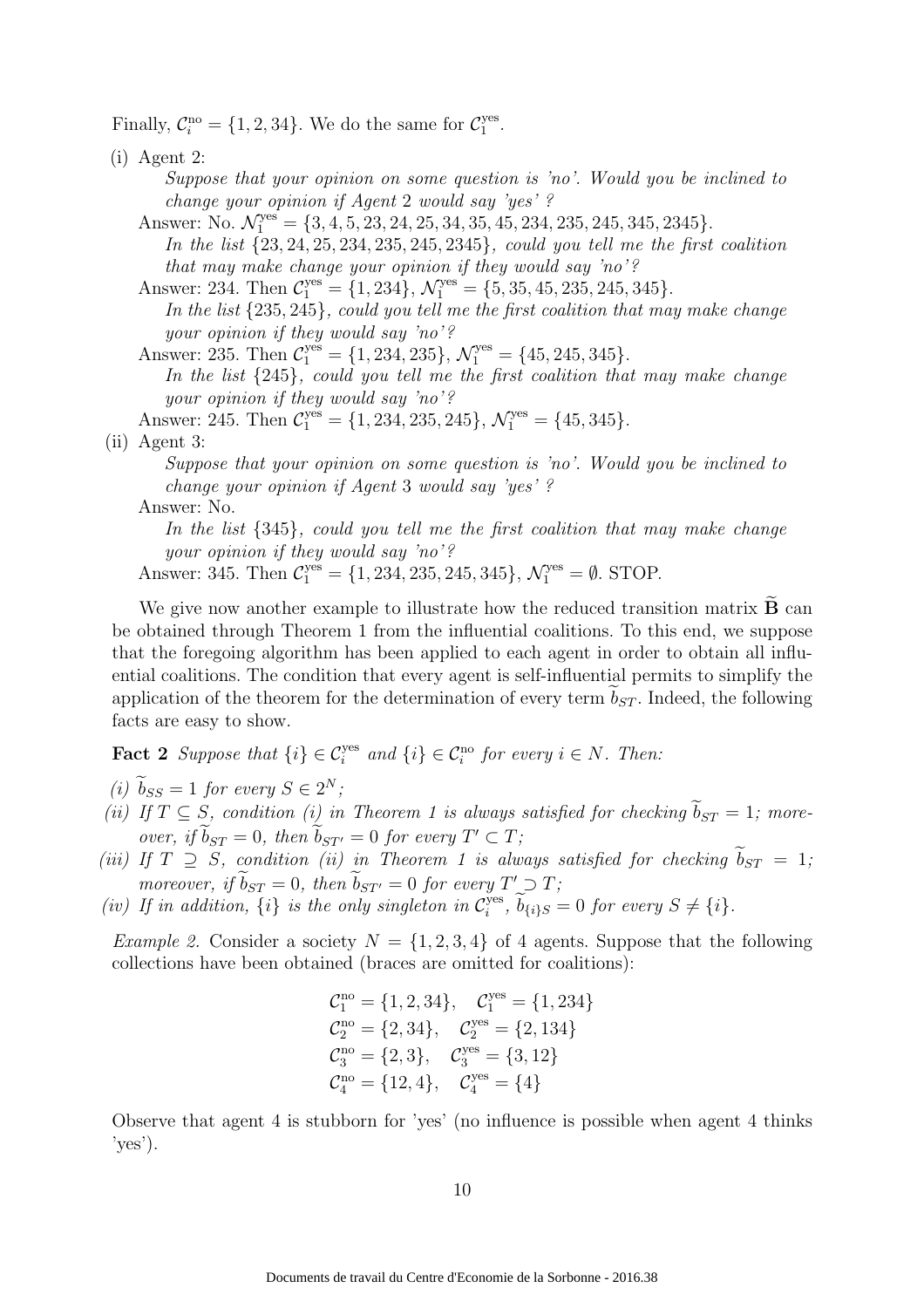Finally, $\mathcal{C}_i^{\text{no}} = \{1, 2, 34\}$. We do the same for $\mathcal{C}_1^{\text{yes}}$.

(i) Agent 2:

*Suppose that your opinion on some question is 'no'. Would you be inclined to change your opinion if Agent 2 would say 'yes' ?*

Answer: No. $\mathcal{N}_1^{\text{yes}} = \{3, 4, 5, 23, 24, 25, 34, 35, 45, 234, 235, 245, 345, 2345\}$.

*In the list $\{23, 24, 25, 234, 235, 245, 2345\}$, could you tell me the first coalition that may make change your opinion if they would say 'no'?*

Answer: 234. Then $\mathcal{C}_1^{\text{yes}} = \{1, 234\}$, $\mathcal{N}_1^{\text{yes}} = \{5, 35, 45, 235, 245, 345\}$.

*In the list $\{235, 245\}$, could you tell me the first coalition that may make change your opinion if they would say 'no'?*

Answer: 235. Then $\mathcal{C}_1^{\text{yes}} = \{1, 234, 235\}$, $\mathcal{N}_1^{\text{yes}} = \{45, 245, 345\}$.

*In the list $\{245\}$, could you tell me the first coalition that may make change your opinion if they would say 'no'?*

Answer: 245. Then $\mathcal{C}_1^{\text{yes}} = \{1, 234, 235, 245\}$, $\mathcal{N}_1^{\text{yes}} = \{45, 345\}$.

(ii) Agent 3:

*Suppose that your opinion on some question is 'no'. Would you be inclined to change your opinion if Agent 3 would say 'yes' ?*

Answer: No.

*In the list $\{345\}$, could you tell me the first coalition that may make change your opinion if they would say 'no'?*

Answer: 345. Then $\mathcal{C}_1^{\text{yes}} = \{1, 234, 235, 245, 345\}$, $\mathcal{N}_1^{\text{yes}} = \emptyset$. STOP.

We give now another example to illustrate how the reduced transition matrix $\widetilde{\mathbf{B}}$ can be obtained through Theorem 1 from the influential coalitions. To this end, we suppose that the foregoing algorithm has been applied to each agent in order to obtain all influential coalitions. The condition that every agent is self-influential permits to simplify the application of the theorem for the determination of every term $\widetilde{b}_{ST}$. Indeed, the following facts are easy to show.

**Fact 2** *Suppose that $\{i\} \in \mathcal{C}_i^{\text{yes}}$ and $\{i\} \in \mathcal{C}_i^{\text{no}}$ for every $i \in N$. Then:*

*(i) $\widetilde{b}_{SS} = 1$ for every $S \in 2^N$;*

*(ii) If $T \subseteq S$, condition (i) in Theorem 1 is always satisfied for checking $\widetilde{b}_{ST} = 1$; moreover, if $\widetilde{b}_{ST} = 0$, then $\widetilde{b}_{ST'} = 0$ for every $T' \subset T$;*

*(iii) If $T \supseteq S$, condition (ii) in Theorem 1 is always satisfied for checking $\widetilde{b}_{ST} = 1$; moreover, if $\widetilde{b}_{ST} = 0$, then $\widetilde{b}_{ST'} = 0$ for every $T' \supset T$;*

*(iv) If in addition, $\{i\}$ is the only singleton in $\mathcal{C}_i^{\text{yes}}$, $\widetilde{b}_{\{i\}S} = 0$ for every $S \neq \{i\}$.*

*Example 2.* Consider a society $N = \{1, 2, 3, 4\}$ of 4 agents. Suppose that the following collections have been obtained (braces are omitted for coalitions):

$$\mathcal{C}_1^{\text{no}} = \{1, 2, 34\}, \quad \mathcal{C}_1^{\text{yes}} = \{1, 234\}$$
$$\mathcal{C}_2^{\text{no}} = \{2, 34\}, \quad \mathcal{C}_2^{\text{yes}} = \{2, 134\}$$
$$\mathcal{C}_3^{\text{no}} = \{2, 3\}, \quad \mathcal{C}_3^{\text{yes}} = \{3, 12\}$$
$$\mathcal{C}_4^{\text{no}} = \{12, 4\}, \quad \mathcal{C}_4^{\text{yes}} = \{4\}$$

Observe that agent 4 is stubborn for 'yes' (no influence is possible when agent 4 thinks 'yes').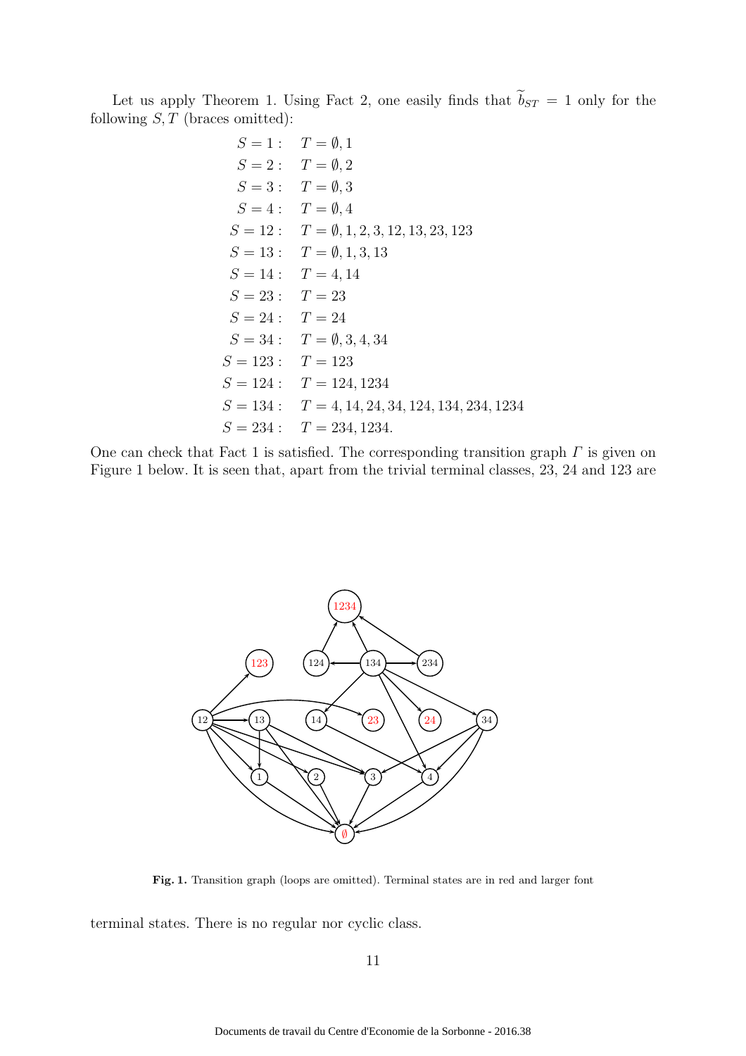Let us apply Theorem 1. Using Fact 2, one easily finds that $\widetilde{b}_{ST} = 1$ only for the following $S, T$ (braces omitted):

$$
\begin{aligned}
S = 1: &\quad T = \emptyset, 1\\
S = 2: &\quad T = \emptyset, 2\\
S = 3: &\quad T = \emptyset, 3\\
S = 4: &\quad T = \emptyset, 4\\
S = 12: &\quad T = \emptyset, 1, 2, 3, 12, 13, 23, 123\\
S = 13: &\quad T = \emptyset, 1, 3, 13\\
S = 14: &\quad T = 4, 14\\
S = 23: &\quad T = 23\\
S = 24: &\quad T = 24\\
S = 34: &\quad T = \emptyset, 3, 4, 34\\
S = 123: &\quad T = 123\\
S = 124: &\quad T = 124, 1234\\
S = 134: &\quad T = 4, 14, 24, 34, 124, 134, 234, 1234\\
S = 234: &\quad T = 234, 1234.
\end{aligned}
$$

One can check that Fact 1 is satisfied. The corresponding transition graph $\Gamma$ is given on Figure 1 below. It is seen that, apart from the trivial terminal classes, 23, 24 and 123 are terminal states. There is no regular nor cyclic class.

**Fig. 1.** Transition graph (loops are omitted). Terminal states are in red and larger font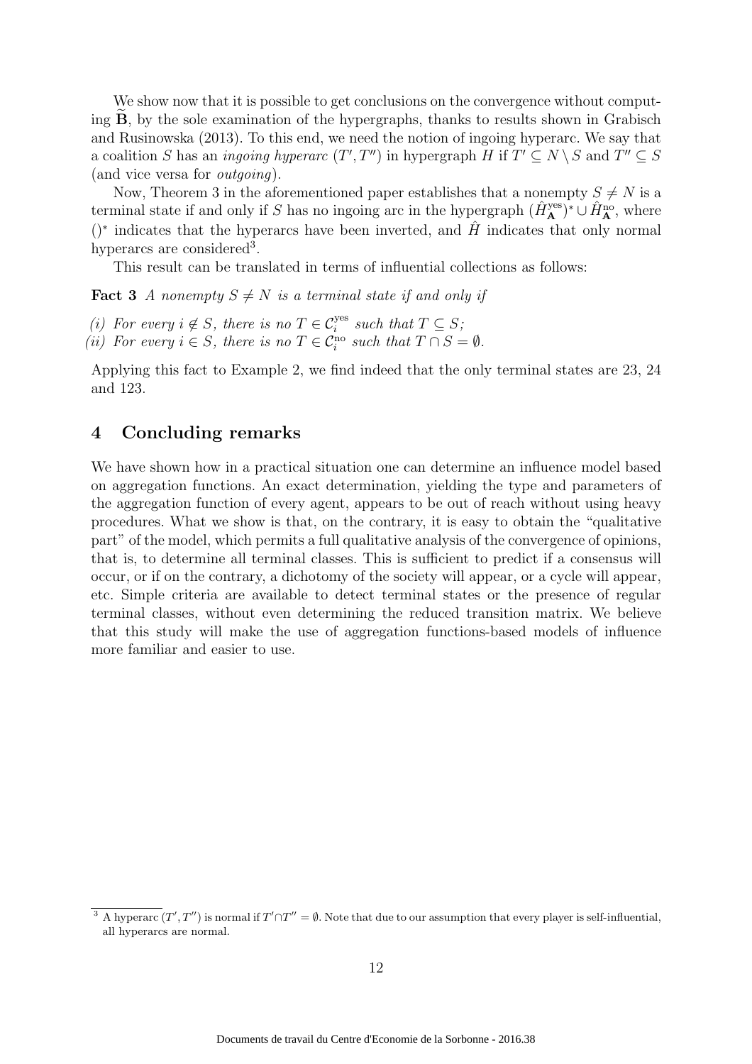We show now that it is possible to get conclusions on the convergence without computing $\widetilde{\mathbf{B}}$, by the sole examination of the hypergraphs, thanks to results shown in Grabisch and Rusinowska (2013). To this end, we need the notion of ingoing hyperarc. We say that a coalition $S$ has an *ingoing hyperarc* $(T', T'')$ in hypergraph $H$ if $T' \subseteq N \setminus S$ and $T'' \subseteq S$ (and vice versa for *outgoing*).

Now, Theorem 3 in the aforementioned paper establishes that a nonempty $S \neq N$ is a terminal state if and only if $S$ has no ingoing arc in the hypergraph $(\hat{H}^{\text{yes}}_{\mathbf{A}})^* \cup \hat{H}^{\text{no}}_{\mathbf{A}}$, where $()^*$ indicates that the hyperarcs have been inverted, and $\hat{H}$ indicates that only normal hyperarcs are considered[3].

This result can be translated in terms of influential collections as follows:

**Fact 3** *A nonempty $S \neq N$ is a terminal state if and only if*

*(i) For every $i \notin S$, there is no $T \in \mathcal{C}_i^{\text{yes}}$ such that $T \subseteq S$;*
*(ii) For every $i \in S$, there is no $T \in \mathcal{C}_i^{\text{no}}$ such that $T \cap S = \emptyset$.*

Applying this fact to Example 2, we find indeed that the only terminal states are 23, 24 and 123.

## 4 Concluding remarks

We have shown how in a practical situation one can determine an influence model based on aggregation functions. An exact determination, yielding the type and parameters of the aggregation function of every agent, appears to be out of reach without using heavy procedures. What we show is that, on the contrary, it is easy to obtain the "qualitative part" of the model, which permits a full qualitative analysis of the convergence of opinions, that is, to determine all terminal classes. This is sufficient to predict if a consensus will occur, or if on the contrary, a dichotomy of the society will appear, or a cycle will appear, etc. Simple criteria are available to detect terminal states or the presence of regular terminal classes, without even determining the reduced transition matrix. We believe that this study will make the use of aggregation functions-based models of influence more familiar and easier to use.

[3] A hyperarc $(T', T'')$ is normal if $T' \cap T'' = \emptyset$. Note that due to our assumption that every player is self-influential, all hyperarcs are normal.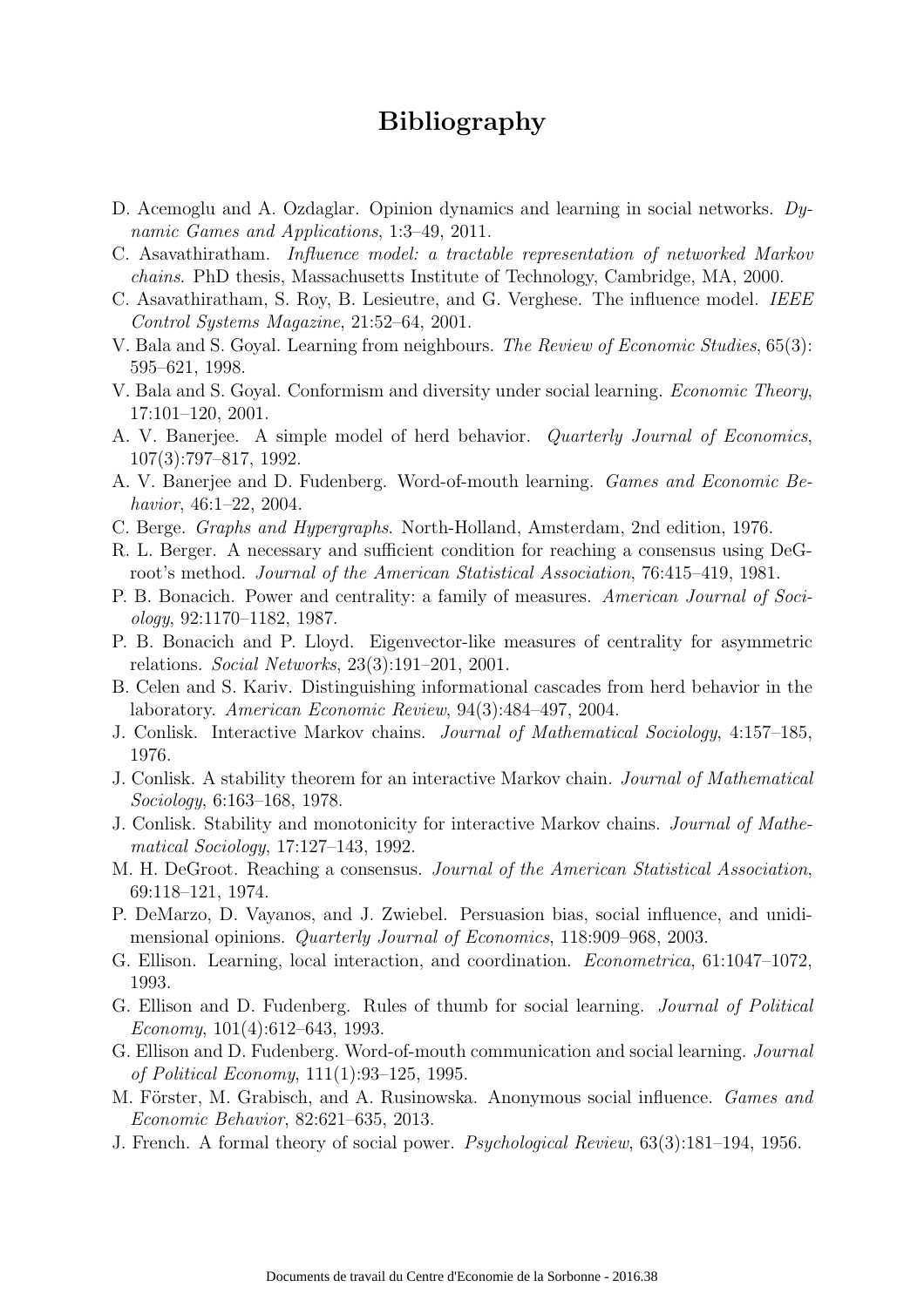# Bibliography

D. Acemoglu and A. Ozdaglar. Opinion dynamics and learning in social networks. *Dynamic Games and Applications*, 1:3–49, 2011.

C. Asavathiratham. *Influence model: a tractable representation of networked Markov chains*. PhD thesis, Massachusetts Institute of Technology, Cambridge, MA, 2000.

C. Asavathiratham, S. Roy, B. Lesieutre, and G. Verghese. The influence model. *IEEE Control Systems Magazine*, 21:52–64, 2001.

V. Bala and S. Goyal. Learning from neighbours. *The Review of Economic Studies*, 65(3): 595–621, 1998.

V. Bala and S. Goyal. Conformism and diversity under social learning. *Economic Theory*, 17:101–120, 2001.

A. V. Banerjee. A simple model of herd behavior. *Quarterly Journal of Economics*, 107(3):797–817, 1992.

A. V. Banerjee and D. Fudenberg. Word-of-mouth learning. *Games and Economic Behavior*, 46:1–22, 2004.

C. Berge. *Graphs and Hypergraphs*. North-Holland, Amsterdam, 2nd edition, 1976.

R. L. Berger. A necessary and sufficient condition for reaching a consensus using DeGroot's method. *Journal of the American Statistical Association*, 76:415–419, 1981.

P. B. Bonacich. Power and centrality: a family of measures. *American Journal of Sociology*, 92:1170–1182, 1987.

P. B. Bonacich and P. Lloyd. Eigenvector-like measures of centrality for asymmetric relations. *Social Networks*, 23(3):191–201, 2001.

B. Celen and S. Kariv. Distinguishing informational cascades from herd behavior in the laboratory. *American Economic Review*, 94(3):484–497, 2004.

J. Conlisk. Interactive Markov chains. *Journal of Mathematical Sociology*, 4:157–185, 1976.

J. Conlisk. A stability theorem for an interactive Markov chain. *Journal of Mathematical Sociology*, 6:163–168, 1978.

J. Conlisk. Stability and monotonicity for interactive Markov chains. *Journal of Mathematical Sociology*, 17:127–143, 1992.

M. H. DeGroot. Reaching a consensus. *Journal of the American Statistical Association*, 69:118–121, 1974.

P. DeMarzo, D. Vayanos, and J. Zwiebel. Persuasion bias, social influence, and unidimensional opinions. *Quarterly Journal of Economics*, 118:909–968, 2003.

G. Ellison. Learning, local interaction, and coordination. *Econometrica*, 61:1047–1072, 1993.

G. Ellison and D. Fudenberg. Rules of thumb for social learning. *Journal of Political Economy*, 101(4):612–643, 1993.

G. Ellison and D. Fudenberg. Word-of-mouth communication and social learning. *Journal of Political Economy*, 111(1):93–125, 1995.

M. Förster, M. Grabisch, and A. Rusinowska. Anonymous social influence. *Games and Economic Behavior*, 82:621–635, 2013.

J. French. A formal theory of social power. *Psychological Review*, 63(3):181–194, 1956.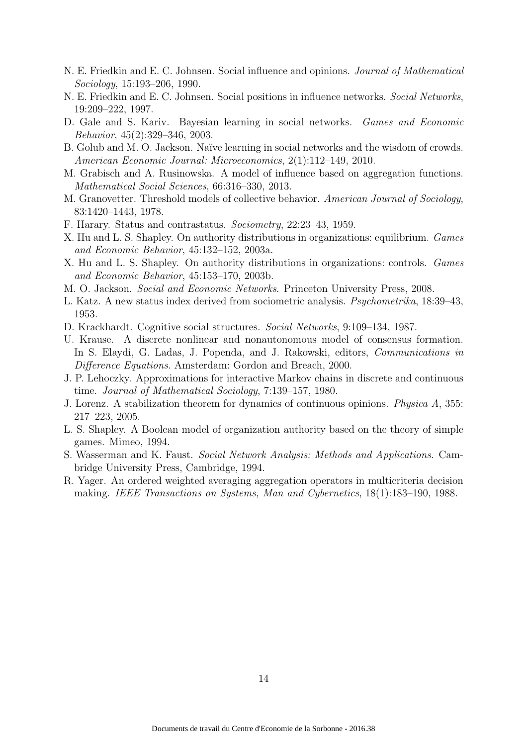N. E. Friedkin and E. C. Johnsen. Social influence and opinions. *Journal of Mathematical Sociology*, 15:193–206, 1990.

N. E. Friedkin and E. C. Johnsen. Social positions in influence networks. *Social Networks*, 19:209–222, 1997.

D. Gale and S. Kariv. Bayesian learning in social networks. *Games and Economic Behavior*, 45(2):329–346, 2003.

B. Golub and M. O. Jackson. Naïve learning in social networks and the wisdom of crowds. *American Economic Journal: Microeconomics*, 2(1):112–149, 2010.

M. Grabisch and A. Rusinowska. A model of influence based on aggregation functions. *Mathematical Social Sciences*, 66:316–330, 2013.

M. Granovetter. Threshold models of collective behavior. *American Journal of Sociology*, 83:1420–1443, 1978.

F. Harary. Status and contrastatus. *Sociometry*, 22:23–43, 1959.

X. Hu and L. S. Shapley. On authority distributions in organizations: equilibrium. *Games and Economic Behavior*, 45:132–152, 2003a.

X. Hu and L. S. Shapley. On authority distributions in organizations: controls. *Games and Economic Behavior*, 45:153–170, 2003b.

M. O. Jackson. *Social and Economic Networks*. Princeton University Press, 2008.

L. Katz. A new status index derived from sociometric analysis. *Psychometrika*, 18:39–43, 1953.

D. Krackhardt. Cognitive social structures. *Social Networks*, 9:109–134, 1987.

U. Krause. A discrete nonlinear and nonautonomous model of consensus formation. In S. Elaydi, G. Ladas, J. Popenda, and J. Rakowski, editors, *Communications in Difference Equations*. Amsterdam: Gordon and Breach, 2000.

J. P. Lehoczky. Approximations for interactive Markov chains in discrete and continuous time. *Journal of Mathematical Sociology*, 7:139–157, 1980.

J. Lorenz. A stabilization theorem for dynamics of continuous opinions. *Physica A*, 355: 217–223, 2005.

L. S. Shapley. A Boolean model of organization authority based on the theory of simple games. Mimeo, 1994.

S. Wasserman and K. Faust. *Social Network Analysis: Methods and Applications*. Cambridge University Press, Cambridge, 1994.

R. Yager. An ordered weighted averaging aggregation operators in multicriteria decision making. *IEEE Transactions on Systems, Man and Cybernetics*, 18(1):183–190, 1988.